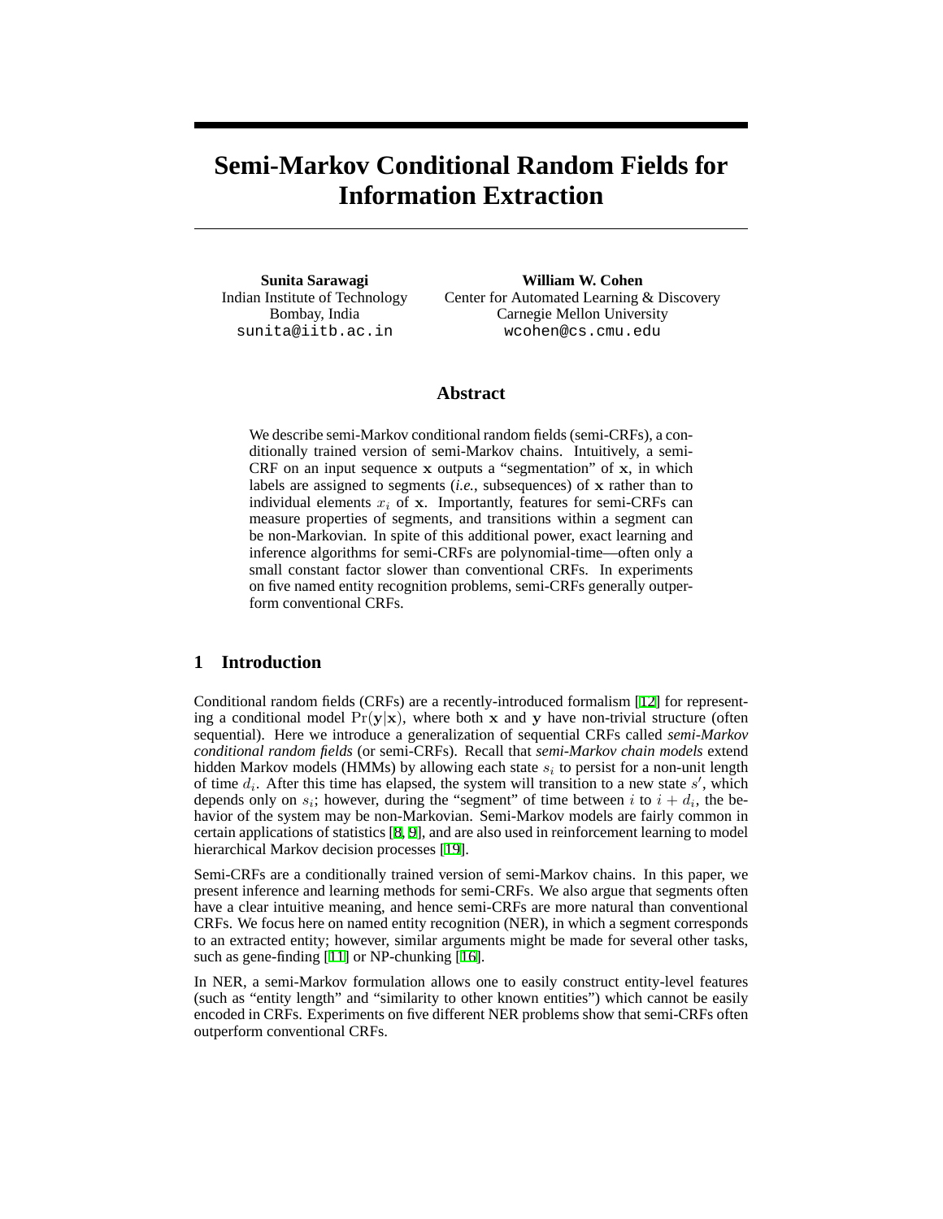# Semi-Markov Conditional Random Fields for Information Extraction

**Sunita Sarawagi**
Indian Institute of Technology
Bombay, India
sunita@iitb.ac.in

**William W. Cohen**
Center for Automated Learning & Discovery
Carnegie Mellon University
wcohen@cs.cmu.edu

## Abstract

We describe semi-Markov conditional random fields (semi-CRFs), a conditionally trained version of semi-Markov chains. Intuitively, a semi-CRF on an input sequence $\mathbf{x}$ outputs a "segmentation" of $\mathbf{x}$, in which labels are assigned to segments (*i.e.*, subsequences) of $\mathbf{x}$ rather than to individual elements $x_i$ of $\mathbf{x}$. Importantly, features for semi-CRFs can measure properties of segments, and transitions within a segment can be non-Markovian. In spite of this additional power, exact learning and inference algorithms for semi-CRFs are polynomial-time—often only a small constant factor slower than conventional CRFs. In experiments on five named entity recognition problems, semi-CRFs generally outperform conventional CRFs.

## 1 Introduction

Conditional random fields (CRFs) are a recently-introduced formalism [12] for representing a conditional model $\Pr(\mathbf{y}|\mathbf{x})$, where both $\mathbf{x}$ and $\mathbf{y}$ have non-trivial structure (often sequential). Here we introduce a generalization of sequential CRFs called *semi-Markov conditional random fields* (or semi-CRFs). Recall that *semi-Markov chain models* extend hidden Markov models (HMMs) by allowing each state $s_i$ to persist for a non-unit length of time $d_i$. After this time has elapsed, the system will transition to a new state $s'$, which depends only on $s_i$; however, during the "segment" of time between $i$ to $i + d_i$, the behavior of the system may be non-Markovian. Semi-Markov models are fairly common in certain applications of statistics [8, 9], and are also used in reinforcement learning to model hierarchical Markov decision processes [19].

Semi-CRFs are a conditionally trained version of semi-Markov chains. In this paper, we present inference and learning methods for semi-CRFs. We also argue that segments often have a clear intuitive meaning, and hence semi-CRFs are more natural than conventional CRFs. We focus here on named entity recognition (NER), in which a segment corresponds to an extracted entity; however, similar arguments might be made for several other tasks, such as gene-finding [11] or NP-chunking [16].

In NER, a semi-Markov formulation allows one to easily construct entity-level features (such as "entity length" and "similarity to other known entities") which cannot be easily encoded in CRFs. Experiments on five different NER problems show that semi-CRFs often outperform conventional CRFs.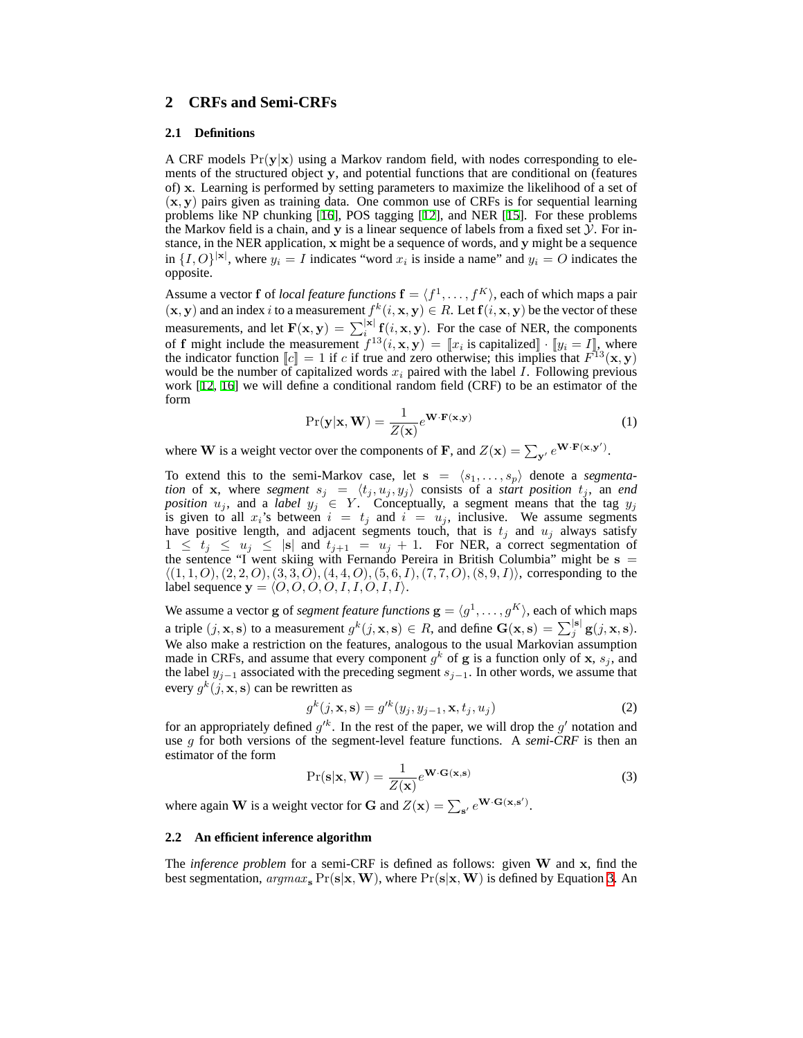## 2 CRFs and Semi-CRFs

### 2.1 Definitions

A CRF models $\Pr(\mathbf{y}|\mathbf{x})$ using a Markov random field, with nodes corresponding to elements of the structured object $\mathbf{y}$, and potential functions that are conditional on (features of) $\mathbf{x}$. Learning is performed by setting parameters to maximize the likelihood of a set of $(\mathbf{x}, \mathbf{y})$ pairs given as training data. One common use of CRFs is for sequential learning problems like NP chunking [16], POS tagging [12], and NER [15]. For these problems the Markov field is a chain, and $\mathbf{y}$ is a linear sequence of labels from a fixed set $\mathcal{Y}$. For instance, in the NER application, $\mathbf{x}$ might be a sequence of words, and $\mathbf{y}$ might be a sequence in $\{I, O\}^{|\mathbf{x}|}$, where $y_i = I$ indicates "word $x_i$ is inside a name" and $y_i = O$ indicates the opposite.

Assume a vector $\mathbf{f}$ of *local feature functions* $\mathbf{f} = \langle f^1, \ldots, f^K \rangle$, each of which maps a pair $(\mathbf{x}, \mathbf{y})$ and an index $i$ to a measurement $f^k(i, \mathbf{x}, \mathbf{y}) \in R$. Let $\mathbf{f}(i, \mathbf{x}, \mathbf{y})$ be the vector of these measurements, and let $\mathbf{F}(\mathbf{x}, \mathbf{y}) = \sum_i^{|\mathbf{x}|} \mathbf{f}(i, \mathbf{x}, \mathbf{y})$. For the case of NER, the components of $\mathbf{f}$ might include the measurement $f^{13}(i, \mathbf{x}, \mathbf{y}) = [\![x_i \text{ is capitalized}]\!] \cdot [\![y_i = I]\!]$, where the indicator function $[\![c]\!] = 1$ if $c$ if true and zero otherwise; this implies that $F^{13}(\mathbf{x}, \mathbf{y})$ would be the number of capitalized words $x_i$ paired with the label $I$. Following previous work [12, 16] we will define a conditional random field (CRF) to be an estimator of the form

$$\Pr(\mathbf{y}|\mathbf{x}, \mathbf{W}) = \frac{1}{Z(\mathbf{x})} e^{\mathbf{W} \cdot \mathbf{F}(\mathbf{x}, \mathbf{y})} \tag{1}$$

where $\mathbf{W}$ is a weight vector over the components of $\mathbf{F}$, and $Z(\mathbf{x}) = \sum_{\mathbf{y}'} e^{\mathbf{W} \cdot \mathbf{F}(\mathbf{x}, \mathbf{y}')}$.

To extend this to the semi-Markov case, let $\mathbf{s} = \langle s_1, \ldots, s_p \rangle$ denote a *segmentation* of $\mathbf{x}$, where *segment* $s_j = \langle t_j, u_j, y_j \rangle$ consists of a *start position* $t_j$, an *end position* $u_j$, and a *label* $y_j \in Y$. Conceptually, a segment means that the tag $y_j$ is given to all $x_i$'s between $i = t_j$ and $i = u_j$, inclusive. We assume segments have positive length, and adjacent segments touch, that is $t_j$ and $u_j$ always satisfy $1 \leq t_j \leq u_j \leq |\mathbf{s}|$ and $t_{j+1} = u_j + 1$. For NER, a correct segmentation of the sentence "I went skiing with Fernando Pereira in British Columbia" might be $\mathbf{s} = \langle (1,1,O), (2,2,O), (3,3,O), (4,4,O), (5,6,I), (7,7,O), (8,9,I) \rangle$, corresponding to the label sequence $\mathbf{y} = \langle O, O, O, O, I, I, O, I, I \rangle$.

We assume a vector $\mathbf{g}$ of *segment feature functions* $\mathbf{g} = \langle g^1, \ldots, g^K \rangle$, each of which maps a triple $(j, \mathbf{x}, \mathbf{s})$ to a measurement $g^k(j, \mathbf{x}, \mathbf{s}) \in R$, and define $\mathbf{G}(\mathbf{x}, \mathbf{s}) = \sum_j^{|\mathbf{s}|} \mathbf{g}(j, \mathbf{x}, \mathbf{s})$. We also make a restriction on the features, analogous to the usual Markovian assumption made in CRFs, and assume that every component $g^k$ of $\mathbf{g}$ is a function only of $\mathbf{x}$, $s_j$, and the label $y_{j-1}$ associated with the preceding segment $s_{j-1}$. In other words, we assume that every $g^k(j, \mathbf{x}, \mathbf{s})$ can be rewritten as

$$g^k(j, \mathbf{x}, \mathbf{s}) = g'^k(y_j, y_{j-1}, \mathbf{x}, t_j, u_j) \tag{2}$$

for an appropriately defined $g'^k$. In the rest of the paper, we will drop the $g'$ notation and use $g$ for both versions of the segment-level feature functions. A *semi-CRF* is then an estimator of the form

$$\Pr(\mathbf{s}|\mathbf{x}, \mathbf{W}) = \frac{1}{Z(\mathbf{x})} e^{\mathbf{W} \cdot \mathbf{G}(\mathbf{x}, \mathbf{s})} \tag{3}$$

where again $\mathbf{W}$ is a weight vector for $\mathbf{G}$ and $Z(\mathbf{x}) = \sum_{\mathbf{s}'} e^{\mathbf{W} \cdot \mathbf{G}(\mathbf{x}, \mathbf{s}')}$.

### 2.2 An efficient inference algorithm

The *inference problem* for a semi-CRF is defined as follows: given $\mathbf{W}$ and $\mathbf{x}$, find the best segmentation, $argmax_{\mathbf{s}} \Pr(\mathbf{s}|\mathbf{x}, \mathbf{W})$, where $\Pr(\mathbf{s}|\mathbf{x}, \mathbf{W})$ is defined by Equation 3. An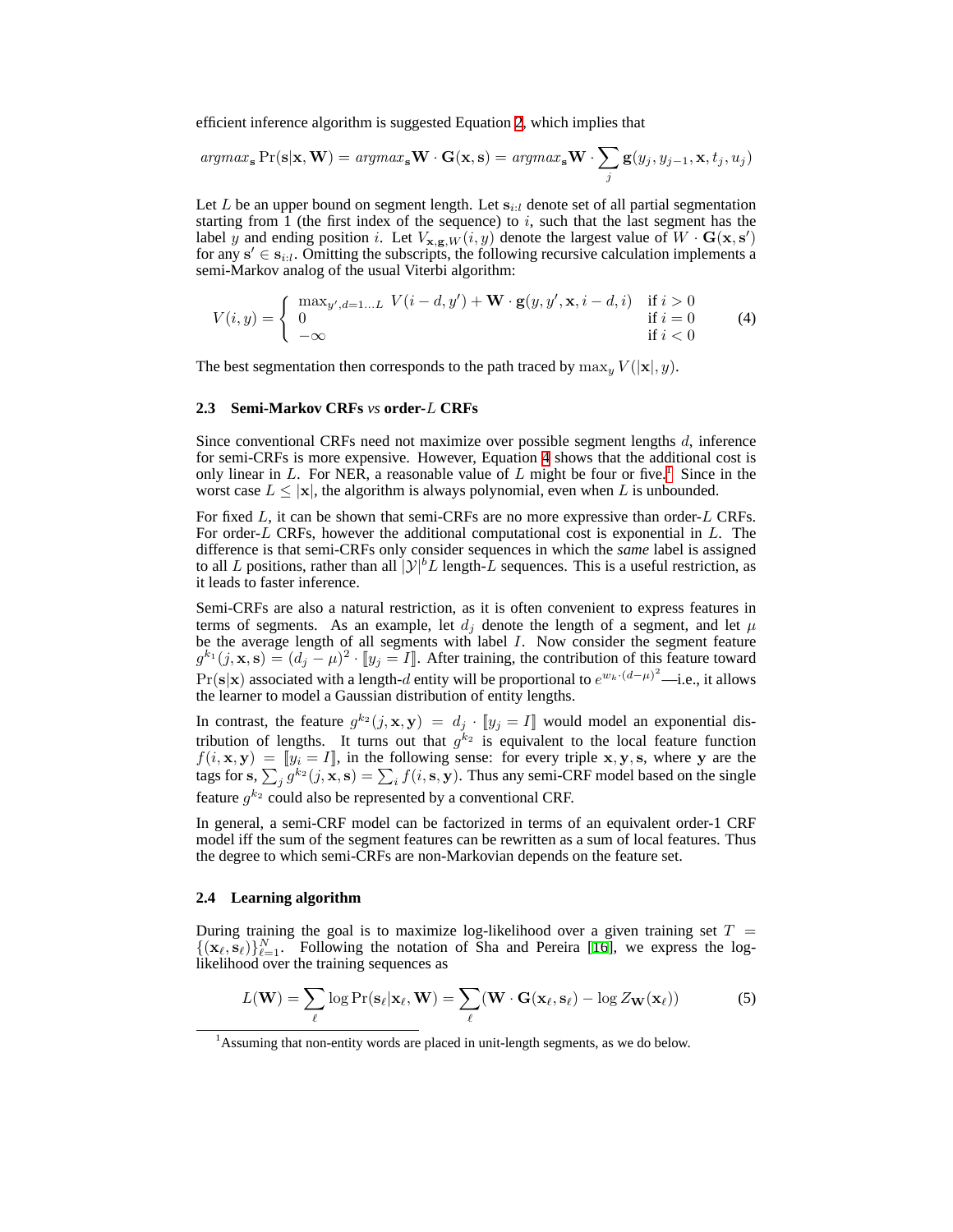efficient inference algorithm is suggested Equation 2, which implies that

$$argmax_{\mathbf{s}} \Pr(\mathbf{s}|\mathbf{x}, \mathbf{W}) = argmax_{\mathbf{s}} \mathbf{W} \cdot \mathbf{G}(\mathbf{x}, \mathbf{s}) = argmax_{\mathbf{s}} \mathbf{W} \cdot \sum_j \mathbf{g}(y_j, y_{j-1}, \mathbf{x}, t_j, u_j)$$

Let $L$ be an upper bound on segment length. Let $\mathbf{s}_{i:l}$ denote set of all partial segmentation starting from 1 (the first index of the sequence) to $i$, such that the last segment has the label $y$ and ending position $i$. Let $V_{\mathbf{x},\mathbf{g},W}(i, y)$ denote the largest value of $W \cdot \mathbf{G}(\mathbf{x}, \mathbf{s}')$ for any $\mathbf{s}' \in \mathbf{s}_{i:l}$. Omitting the subscripts, the following recursive calculation implements a semi-Markov analog of the usual Viterbi algorithm:

$$V(i, y) = \begin{cases} \max_{y', d=1...L} \; V(i-d, y') + \mathbf{W} \cdot \mathbf{g}(y, y', \mathbf{x}, i-d, i) & \text{if } i > 0 \\ 0 & \text{if } i = 0 \\ -\infty & \text{if } i < 0 \end{cases} \tag{4}$$

The best segmentation then corresponds to the path traced by $\max_y V(|\mathbf{x}|, y)$.

### 2.3 Semi-Markov CRFs *vs* order-$L$ CRFs

Since conventional CRFs need not maximize over possible segment lengths $d$, inference for semi-CRFs is more expensive. However, Equation 4 shows that the additional cost is only linear in $L$. For NER, a reasonable value of $L$ might be four or five.[1] Since in the worst case $L \leq |\mathbf{x}|$, the algorithm is always polynomial, even when $L$ is unbounded.

For fixed $L$, it can be shown that semi-CRFs are no more expressive than order-$L$ CRFs. For order-$L$ CRFs, however the additional computational cost is exponential in $L$. The difference is that semi-CRFs only consider sequences in which the *same* label is assigned to all $L$ positions, rather than all $|\mathcal{Y}|^b L$ length-$L$ sequences. This is a useful restriction, as it leads to faster inference.

Semi-CRFs are also a natural restriction, as it is often convenient to express features in terms of segments. As an example, let $d_j$ denote the length of a segment, and let $\mu$ be the average length of all segments with label $I$. Now consider the segment feature $g^{k_1}(j, \mathbf{x}, \mathbf{s}) = (d_j - \mu)^2 \cdot [\![y_j = I]\!]$. After training, the contribution of this feature toward $\Pr(\mathbf{s}|\mathbf{x})$ associated with a length-$d$ entity will be proportional to $e^{w_k \cdot (d-\mu)^2}$—i.e., it allows the learner to model a Gaussian distribution of entity lengths.

In contrast, the feature $g^{k_2}(j, \mathbf{x}, \mathbf{y}) = d_j \cdot [\![y_j = I]\!]$ would model an exponential distribution of lengths. It turns out that $g^{k_2}$ is equivalent to the local feature function $f(i, \mathbf{x}, \mathbf{y}) = [\![y_i = I]\!]$, in the following sense: for every triple $\mathbf{x}, \mathbf{y}, \mathbf{s}$, where $\mathbf{y}$ are the tags for $\mathbf{s}$, $\sum_j g^{k_2}(j, \mathbf{x}, \mathbf{s}) = \sum_i f(i, \mathbf{s}, \mathbf{y})$. Thus any semi-CRF model based on the single feature $g^{k_2}$ could also be represented by a conventional CRF.

In general, a semi-CRF model can be factorized in terms of an equivalent order-1 CRF model iff the sum of the segment features can be rewritten as a sum of local features. Thus the degree to which semi-CRFs are non-Markovian depends on the feature set.

### 2.4 Learning algorithm

During training the goal is to maximize log-likelihood over a given training set $T = \{(\mathbf{x}_\ell, \mathbf{s}_\ell)\}_{\ell=1}^N$. Following the notation of Sha and Pereira [16], we express the log-likelihood over the training sequences as

$$L(\mathbf{W}) = \sum_\ell \log \Pr(\mathbf{s}_\ell|\mathbf{x}_\ell, \mathbf{W}) = \sum_\ell (\mathbf{W} \cdot \mathbf{G}(\mathbf{x}_\ell, \mathbf{s}_\ell) - \log Z_{\mathbf{W}}(\mathbf{x}_\ell)) \tag{5}$$

[1] Assuming that non-entity words are placed in unit-length segments, as we do below.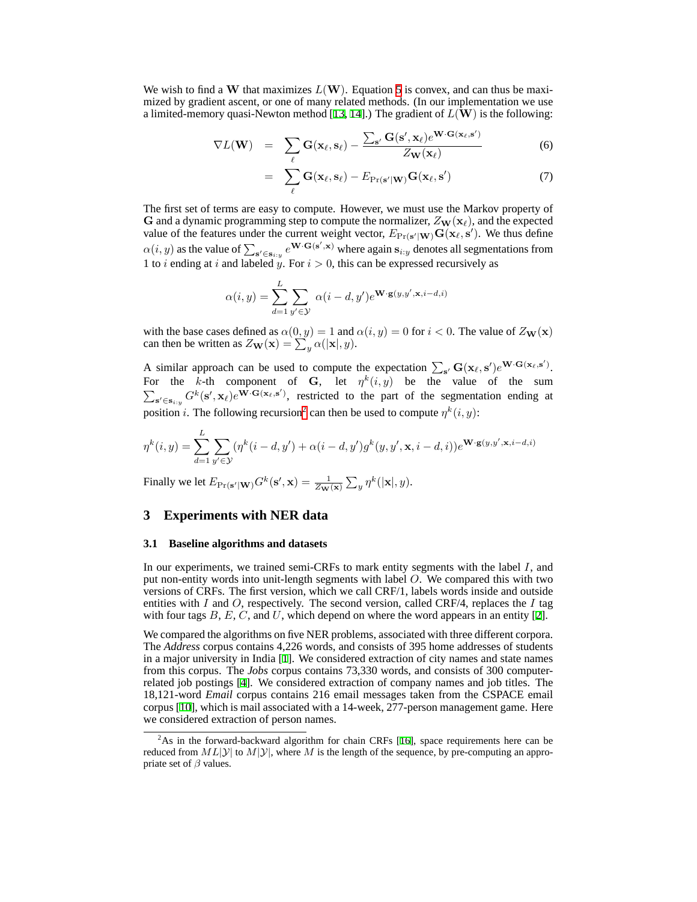We wish to find a $\mathbf{W}$ that maximizes $L(\mathbf{W})$. Equation 5 is convex, and can thus be maximized by gradient ascent, or one of many related methods. (In our implementation we use a limited-memory quasi-Newton method [13, 14].) The gradient of $L(\mathbf{W})$ is the following:

$$\nabla L(\mathbf{W}) = \sum_{\ell} \mathbf{G}(\mathbf{x}_\ell, \mathbf{s}_\ell) - \frac{\sum_{\mathbf{s}'} \mathbf{G}(\mathbf{s}', \mathbf{x}_\ell) e^{\mathbf{W} \cdot \mathbf{G}(\mathbf{x}_\ell, \mathbf{s}')}}{Z_{\mathbf{W}}(\mathbf{x}_\ell)} \tag{6}$$

$$= \sum_{\ell} \mathbf{G}(\mathbf{x}_\ell, \mathbf{s}_\ell) - E_{\Pr(\mathbf{s}'|\mathbf{W})} \mathbf{G}(\mathbf{x}_\ell, \mathbf{s}') \tag{7}$$

The first set of terms are easy to compute. However, we must use the Markov property of $\mathbf{G}$ and a dynamic programming step to compute the normalizer, $Z_{\mathbf{W}}(\mathbf{x}_\ell)$, and the expected value of the features under the current weight vector, $E_{\Pr(\mathbf{s}'|\mathbf{W})} \mathbf{G}(\mathbf{x}_\ell, \mathbf{s}')$. We thus define $\alpha(i, y)$ as the value of $\sum_{\mathbf{s}' \in \mathbf{s}_{i:y}} e^{\mathbf{W} \cdot \mathbf{G}(\mathbf{s}', \mathbf{x})}$ where again $\mathbf{s}_{i:y}$ denotes all segmentations from 1 to $i$ ending at $i$ and labeled $y$. For $i > 0$, this can be expressed recursively as

$$\alpha(i, y) = \sum_{d=1}^{L} \sum_{y' \in \mathcal{Y}} \alpha(i - d, y') e^{\mathbf{W} \cdot \mathbf{g}(y, y', \mathbf{x}, i-d, i)}$$

with the base cases defined as $\alpha(0, y) = 1$ and $\alpha(i, y) = 0$ for $i < 0$. The value of $Z_{\mathbf{W}}(\mathbf{x})$ can then be written as $Z_{\mathbf{W}}(\mathbf{x}) = \sum_y \alpha(|\mathbf{x}|, y)$.

A similar approach can be used to compute the expectation $\sum_{\mathbf{s}'} \mathbf{G}(\mathbf{x}_\ell, \mathbf{s}') e^{\mathbf{W} \cdot \mathbf{G}(\mathbf{x}_\ell, \mathbf{s}')}$. For the $k$-th component of $\mathbf{G}$, let $\eta^k(i, y)$ be the value of the sum $\sum_{\mathbf{s}' \in \mathbf{s}_{i:y}} G^k(\mathbf{s}', \mathbf{x}_\ell) e^{\mathbf{W} \cdot \mathbf{G}(\mathbf{x}_\ell, \mathbf{s}')}$, restricted to the part of the segmentation ending at position $i$. The following recursion[2] can then be used to compute $\eta^k(i, y)$:

$$\eta^k(i, y) = \sum_{d=1}^{L} \sum_{y' \in \mathcal{Y}} (\eta^k(i - d, y') + \alpha(i - d, y') g^k(y, y', \mathbf{x}, i - d, i)) e^{\mathbf{W} \cdot \mathbf{g}(y, y', \mathbf{x}, i-d, i)}$$

Finally we let $E_{\Pr(\mathbf{s}'|\mathbf{W})} G^k(\mathbf{s}', \mathbf{x}) = \frac{1}{Z_{\mathbf{W}}(\mathbf{x})} \sum_y \eta^k(|\mathbf{x}|, y)$.

## 3 Experiments with NER data

### 3.1 Baseline algorithms and datasets

In our experiments, we trained semi-CRFs to mark entity segments with the label $I$, and put non-entity words into unit-length segments with label $O$. We compared this with two versions of CRFs. The first version, which we call CRF/1, labels words inside and outside entities with $I$ and $O$, respectively. The second version, called CRF/4, replaces the $I$ tag with four tags $B$, $E$, $C$, and $U$, which depend on where the word appears in an entity [2].

We compared the algorithms on five NER problems, associated with three different corpora. The *Address* corpus contains 4,226 words, and consists of 395 home addresses of students in a major university in India [1]. We considered extraction of city names and state names from this corpus. The *Jobs* corpus contains 73,330 words, and consists of 300 computer-related job postings [4]. We considered extraction of company names and job titles. The 18,121-word *Email* corpus contains 216 email messages taken from the CSPACE email corpus [10], which is mail associated with a 14-week, 277-person management game. Here we considered extraction of person names.

[2] As in the forward-backward algorithm for chain CRFs [16], space requirements here can be reduced from $ML|\mathcal{Y}|$ to $M|\mathcal{Y}|$, where $M$ is the length of the sequence, by pre-computing an appropriate set of $\beta$ values.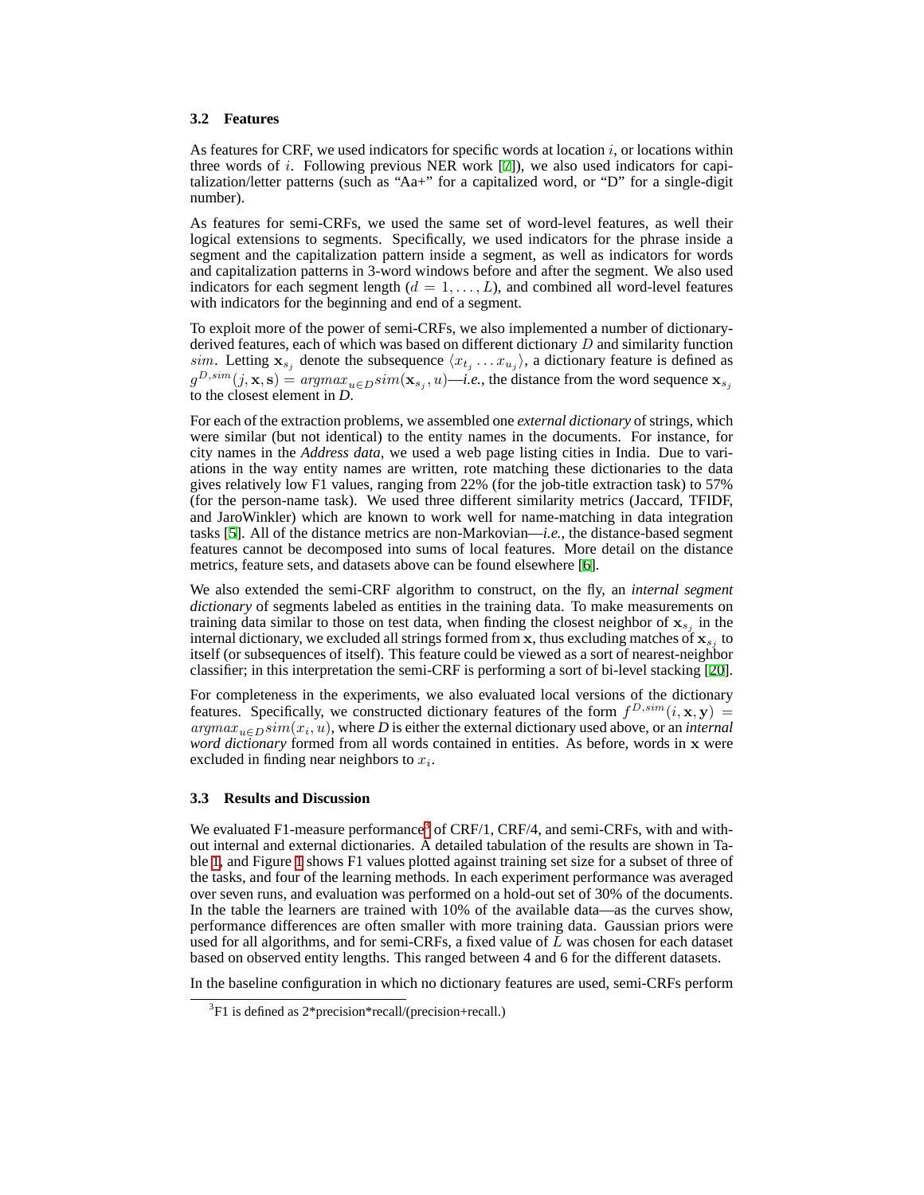### 3.2 Features

As features for CRF, we used indicators for specific words at location $i$, or locations within three words of $i$. Following previous NER work [7]), we also used indicators for capitalization/letter patterns (such as "Aa+" for a capitalized word, or "D" for a single-digit number).

As features for semi-CRFs, we used the same set of word-level features, as well their logical extensions to segments. Specifically, we used indicators for the phrase inside a segment and the capitalization pattern inside a segment, as well as indicators for words and capitalization patterns in 3-word windows before and after the segment. We also used indicators for each segment length ($d = 1, \ldots, L$), and combined all word-level features with indicators for the beginning and end of a segment.

To exploit more of the power of semi-CRFs, we also implemented a number of dictionary-derived features, each of which was based on different dictionary $D$ and similarity function $sim$. Letting $\mathbf{x}_{s_j}$ denote the subsequence $\langle x_{t_j} \ldots x_{u_j} \rangle$, a dictionary feature is defined as $g^{D,sim}(j, \mathbf{x}, \mathbf{s}) = argmax_{u \in D} sim(\mathbf{x}_{s_j}, u)$—*i.e.*, the distance from the word sequence $\mathbf{x}_{s_j}$ to the closest element in *D*.

For each of the extraction problems, we assembled one *external dictionary* of strings, which were similar (but not identical) to the entity names in the documents. For instance, for city names in the *Address data*, we used a web page listing cities in India. Due to variations in the way entity names are written, rote matching these dictionaries to the data gives relatively low F1 values, ranging from 22% (for the job-title extraction task) to 57% (for the person-name task). We used three different similarity metrics (Jaccard, TFIDF, and JaroWinkler) which are known to work well for name-matching in data integration tasks [5]. All of the distance metrics are non-Markovian—*i.e.*, the distance-based segment features cannot be decomposed into sums of local features. More detail on the distance metrics, feature sets, and datasets above can be found elsewhere [6].

We also extended the semi-CRF algorithm to construct, on the fly, an *internal segment dictionary* of segments labeled as entities in the training data. To make measurements on training data similar to those on test data, when finding the closest neighbor of $\mathbf{x}_{s_j}$ in the internal dictionary, we excluded all strings formed from $\mathbf{x}$, thus excluding matches of $\mathbf{x}_{s_j}$ to itself (or subsequences of itself). This feature could be viewed as a sort of nearest-neighbor classifier; in this interpretation the semi-CRF is performing a sort of bi-level stacking [20].

For completeness in the experiments, we also evaluated local versions of the dictionary features. Specifically, we constructed dictionary features of the form $f^{D,sim}(i, \mathbf{x}, \mathbf{y}) = argmax_{u \in D} sim(x_i, u)$, where *D* is either the external dictionary used above, or an *internal word dictionary* formed from all words contained in entities. As before, words in $\mathbf{x}$ were excluded in finding near neighbors to $x_i$.

### 3.3 Results and Discussion

We evaluated F1-measure performance[3] of CRF/1, CRF/4, and semi-CRFs, with and without internal and external dictionaries. A detailed tabulation of the results are shown in Table 1, and Figure 1 shows F1 values plotted against training set size for a subset of three of the tasks, and four of the learning methods. In each experiment performance was averaged over seven runs, and evaluation was performed on a hold-out set of 30% of the documents. In the table the learners are trained with 10% of the available data—as the curves show, performance differences are often smaller with more training data. Gaussian priors were used for all algorithms, and for semi-CRFs, a fixed value of $L$ was chosen for each dataset based on observed entity lengths. This ranged between 4 and 6 for the different datasets.

In the baseline configuration in which no dictionary features are used, semi-CRFs perform

[3] F1 is defined as 2*precision*recall/(precision+recall.)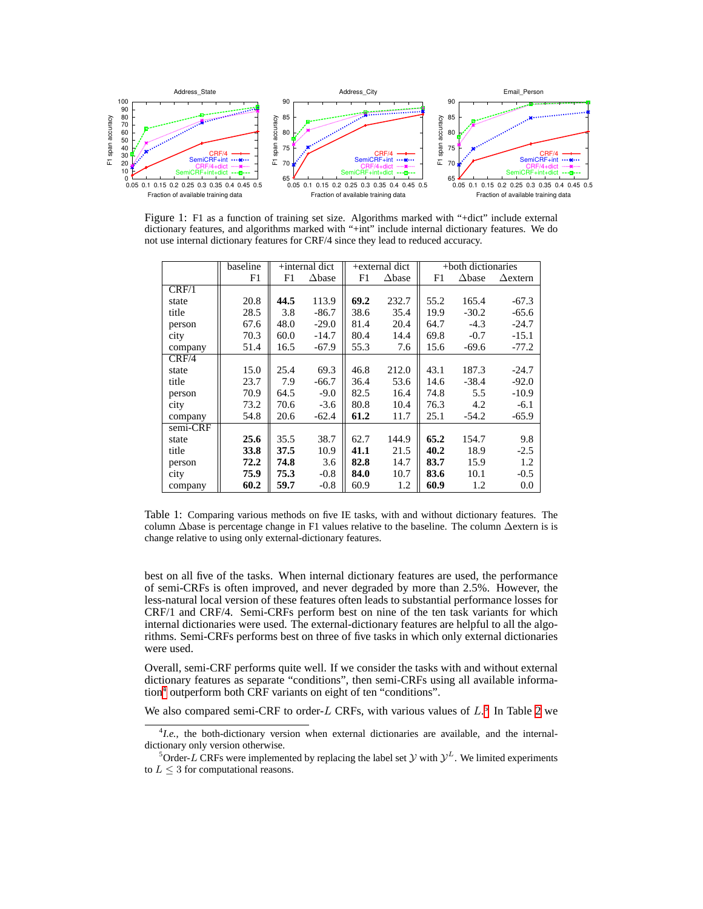Figure 1: F1 as a function of training set size. Algorithms marked with "+dict" include external dictionary features, and algorithms marked with "+int" include internal dictionary features. We do not use internal dictionary features for CRF/4 since they lead to reduced accuracy.

| | baseline | +internal dict | | +external dict | | +both dictionaries | | |
|---|---|---|---|---|---|---|---|---|
| | F1 | F1 | Δbase | F1 | Δbase | F1 | Δbase | Δextern |
| CRF/1 | | | | | | | | |
| state | 20.8 | **44.5** | 113.9 | **69.2** | 232.7 | 55.2 | 165.4 | -67.3 |
| title | 28.5 | 3.8 | -86.7 | 38.6 | 35.4 | 19.9 | -30.2 | -65.6 |
| person | 67.6 | 48.0 | -29.0 | 81.4 | 20.4 | 64.7 | -4.3 | -24.7 |
| city | 70.3 | 60.0 | -14.7 | 80.4 | 14.4 | 69.8 | -0.7 | -15.1 |
| company | 51.4 | 16.5 | -67.9 | 55.3 | 7.6 | 15.6 | -69.6 | -77.2 |
| CRF/4 | | | | | | | | |
| state | 15.0 | 25.4 | 69.3 | 46.8 | 212.0 | 43.1 | 187.3 | -24.7 |
| title | 23.7 | 7.9 | -66.7 | 36.4 | 53.6 | 14.6 | -38.4 | -92.0 |
| person | 70.9 | 64.5 | -9.0 | 82.5 | 16.4 | 74.8 | 5.5 | -10.9 |
| city | 73.2 | 70.6 | -3.6 | 80.8 | 10.4 | 76.3 | 4.2 | -6.1 |
| company | 54.8 | 20.6 | -62.4 | **61.2** | 11.7 | 25.1 | -54.2 | -65.9 |
| semi-CRF | | | | | | | | |
| state | **25.6** | 35.5 | 38.7 | 62.7 | 144.9 | **65.2** | 154.7 | 9.8 |
| title | **33.8** | **37.5** | 10.9 | **41.1** | 21.5 | **40.2** | 18.9 | -2.5 |
| person | **72.2** | **74.8** | 3.6 | **82.8** | 14.7 | **83.7** | 15.9 | 1.2 |
| city | **75.9** | **75.3** | -0.8 | **84.0** | 10.7 | **83.6** | 10.1 | -0.5 |
| company | **60.2** | **59.7** | -0.8 | 60.9 | 1.2 | **60.9** | 1.2 | 0.0 |

Table 1: Comparing various methods on five IE tasks, with and without dictionary features. The column Δbase is percentage change in F1 values relative to the baseline. The column Δextern is is change relative to using only external-dictionary features.

best on all five of the tasks. When internal dictionary features are used, the performance of semi-CRFs is often improved, and never degraded by more than 2.5%. However, the less-natural local version of these features often leads to substantial performance losses for CRF/1 and CRF/4. Semi-CRFs perform best on nine of the ten task variants for which internal dictionaries were used. The external-dictionary features are helpful to all the algorithms. Semi-CRFs performs best on three of five tasks in which only external dictionaries were used.

Overall, semi-CRF performs quite well. If we consider the tasks with and without external dictionary features as separate "conditions", then semi-CRFs using all available information[4] outperform both CRF variants on eight of ten "conditions".

We also compared semi-CRF to order-$L$ CRFs, with various values of $L$.[5] In Table 2 we

[4] *I.e.*, the both-dictionary version when external dictionaries are available, and the internal-dictionary only version otherwise.

[5] Order-$L$ CRFs were implemented by replacing the label set $\mathcal{Y}$ with $\mathcal{Y}^L$. We limited experiments to $L \leq 3$ for computational reasons.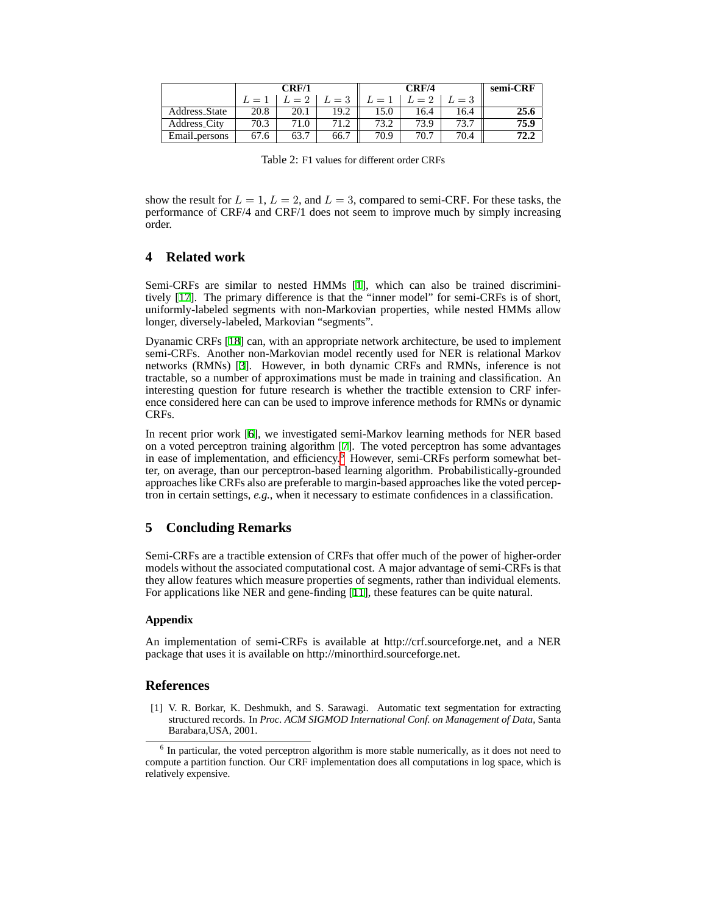| | CRF/1 | | | CRF/4 | | | semi-CRF |
|---|---|---|---|---|---|---|---|
| | $L = 1$ | $L = 2$ | $L = 3$ | $L = 1$ | $L = 2$ | $L = 3$ | |
| Address_State | 20.8 | 20.1 | 19.2 | 15.0 | 16.4 | 16.4 | **25.6** |
| Address_City | 70.3 | 71.0 | 71.2 | 73.2 | 73.9 | 73.7 | **75.9** |
| Email_persons | 67.6 | 63.7 | 66.7 | 70.9 | 70.7 | 70.4 | **72.2** |

Table 2: F1 values for different order CRFs

show the result for $L = 1$, $L = 2$, and $L = 3$, compared to semi-CRF. For these tasks, the performance of CRF/4 and CRF/1 does not seem to improve much by simply increasing order.

## 4 Related work

Semi-CRFs are similar to nested HMMs [1], which can also be trained discriminitively [17]. The primary difference is that the "inner model" for semi-CRFs is of short, uniformly-labeled segments with non-Markovian properties, while nested HMMs allow longer, diversely-labeled, Markovian "segments".

Dyanamic CRFs [18] can, with an appropriate network architecture, be used to implement semi-CRFs. Another non-Markovian model recently used for NER is relational Markov networks (RMNs) [3]. However, in both dynamic CRFs and RMNs, inference is not tractable, so a number of approximations must be made in training and classification. An interesting question for future research is whether the tractible extension to CRF inference considered here can can be used to improve inference methods for RMNs or dynamic CRFs.

In recent prior work [6], we investigated semi-Markov learning methods for NER based on a voted perceptron training algorithm [7]. The voted perceptron has some advantages in ease of implementation, and efficiency.[6] However, semi-CRFs perform somewhat better, on average, than our perceptron-based learning algorithm. Probabilistically-grounded approaches like CRFs also are preferable to margin-based approaches like the voted perceptron in certain settings, *e.g.*, when it necessary to estimate confidences in a classification.

## 5 Concluding Remarks

Semi-CRFs are a tractible extension of CRFs that offer much of the power of higher-order models without the associated computational cost. A major advantage of semi-CRFs is that they allow features which measure properties of segments, rather than individual elements. For applications like NER and gene-finding [11], these features can be quite natural.

### Appendix

An implementation of semi-CRFs is available at http://crf.sourceforge.net, and a NER package that uses it is available on http://minorthird.sourceforge.net.

## References

[1] V. R. Borkar, K. Deshmukh, and S. Sarawagi. Automatic text segmentation for extracting structured records. In *Proc. ACM SIGMOD International Conf. on Management of Data*, Santa Barabara,USA, 2001.

[6] In particular, the voted perceptron algorithm is more stable numerically, as it does not need to compute a partition function. Our CRF implementation does all computations in log space, which is relatively expensive.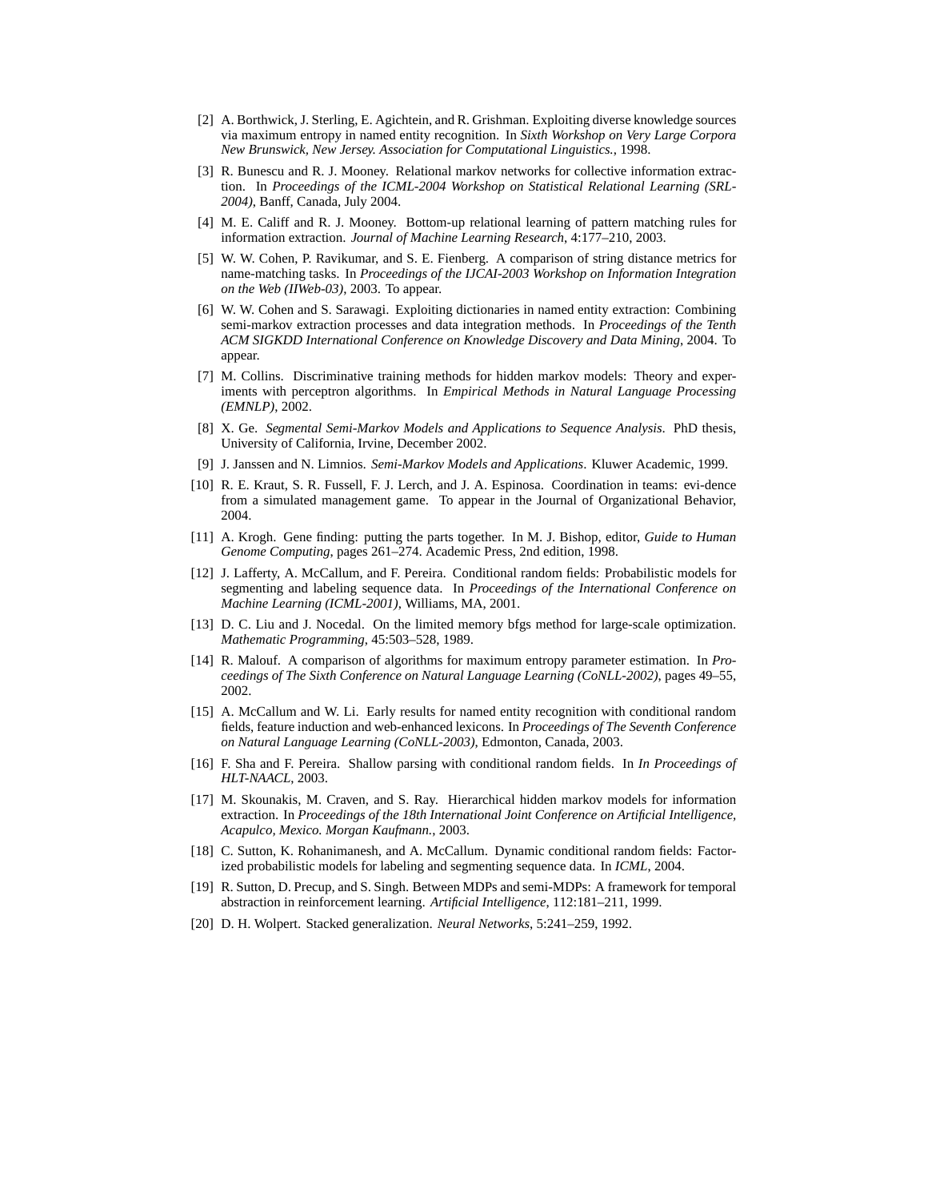[2] A. Borthwick, J. Sterling, E. Agichtein, and R. Grishman. Exploiting diverse knowledge sources via maximum entropy in named entity recognition. In *Sixth Workshop on Very Large Corpora New Brunswick, New Jersey. Association for Computational Linguistics.*, 1998.

[3] R. Bunescu and R. J. Mooney. Relational markov networks for collective information extraction. In *Proceedings of the ICML-2004 Workshop on Statistical Relational Learning (SRL-2004)*, Banff, Canada, July 2004.

[4] M. E. Califf and R. J. Mooney. Bottom-up relational learning of pattern matching rules for information extraction. *Journal of Machine Learning Research*, 4:177–210, 2003.

[5] W. W. Cohen, P. Ravikumar, and S. E. Fienberg. A comparison of string distance metrics for name-matching tasks. In *Proceedings of the IJCAI-2003 Workshop on Information Integration on the Web (IIWeb-03)*, 2003. To appear.

[6] W. W. Cohen and S. Sarawagi. Exploiting dictionaries in named entity extraction: Combining semi-markov extraction processes and data integration methods. In *Proceedings of the Tenth ACM SIGKDD International Conference on Knowledge Discovery and Data Mining*, 2004. To appear.

[7] M. Collins. Discriminative training methods for hidden markov models: Theory and experiments with perceptron algorithms. In *Empirical Methods in Natural Language Processing (EMNLP)*, 2002.

[8] X. Ge. *Segmental Semi-Markov Models and Applications to Sequence Analysis*. PhD thesis, University of California, Irvine, December 2002.

[9] J. Janssen and N. Limnios. *Semi-Markov Models and Applications*. Kluwer Academic, 1999.

[10] R. E. Kraut, S. R. Fussell, F. J. Lerch, and J. A. Espinosa. Coordination in teams: evi-dence from a simulated management game. To appear in the Journal of Organizational Behavior, 2004.

[11] A. Krogh. Gene finding: putting the parts together. In M. J. Bishop, editor, *Guide to Human Genome Computing*, pages 261–274. Academic Press, 2nd edition, 1998.

[12] J. Lafferty, A. McCallum, and F. Pereira. Conditional random fields: Probabilistic models for segmenting and labeling sequence data. In *Proceedings of the International Conference on Machine Learning (ICML-2001)*, Williams, MA, 2001.

[13] D. C. Liu and J. Nocedal. On the limited memory bfgs method for large-scale optimization. *Mathematic Programming*, 45:503–528, 1989.

[14] R. Malouf. A comparison of algorithms for maximum entropy parameter estimation. In *Proceedings of The Sixth Conference on Natural Language Learning (CoNLL-2002)*, pages 49–55, 2002.

[15] A. McCallum and W. Li. Early results for named entity recognition with conditional random fields, feature induction and web-enhanced lexicons. In *Proceedings of The Seventh Conference on Natural Language Learning (CoNLL-2003)*, Edmonton, Canada, 2003.

[16] F. Sha and F. Pereira. Shallow parsing with conditional random fields. In *In Proceedings of HLT-NAACL*, 2003.

[17] M. Skounakis, M. Craven, and S. Ray. Hierarchical hidden markov models for information extraction. In *Proceedings of the 18th International Joint Conference on Artificial Intelligence, Acapulco, Mexico. Morgan Kaufmann.*, 2003.

[18] C. Sutton, K. Rohanimanesh, and A. McCallum. Dynamic conditional random fields: Factorized probabilistic models for labeling and segmenting sequence data. In *ICML*, 2004.

[19] R. Sutton, D. Precup, and S. Singh. Between MDPs and semi-MDPs: A framework for temporal abstraction in reinforcement learning. *Artificial Intelligence*, 112:181–211, 1999.

[20] D. H. Wolpert. Stacked generalization. *Neural Networks*, 5:241–259, 1992.